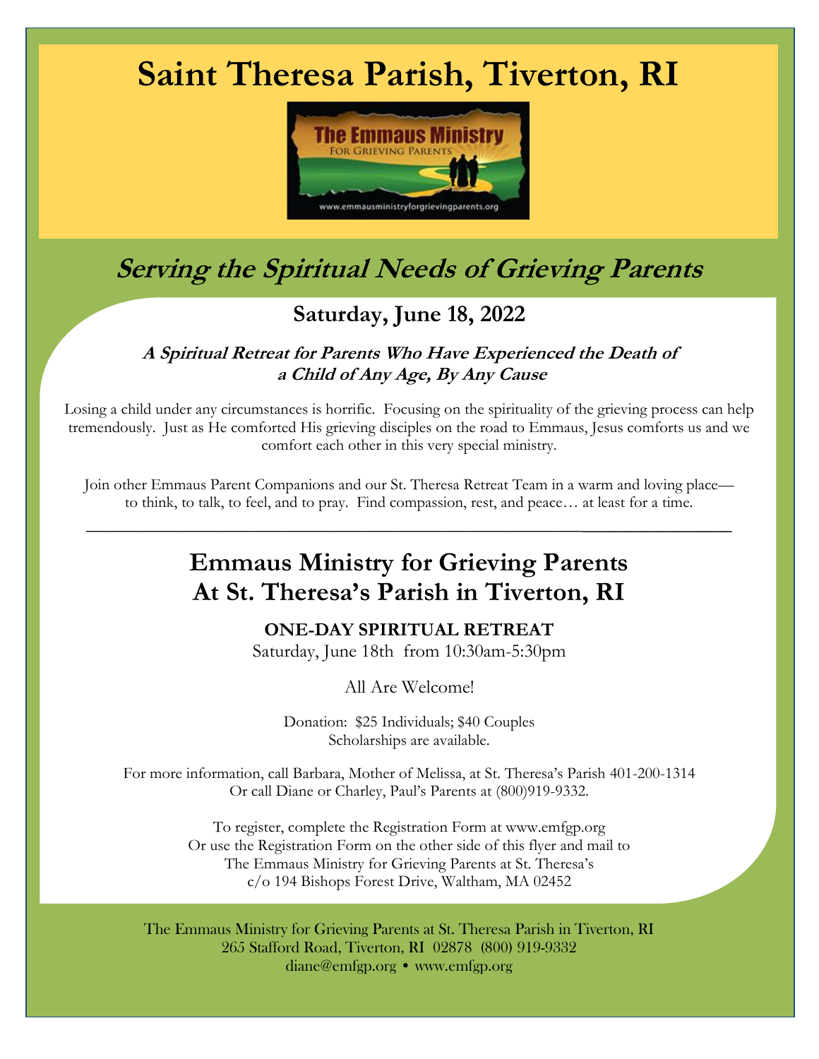# Saint Theresa Parish, Tiverton, RI

The Emmaus Ministry
FOR GRIEVING PARENTS
www.emmausministryforgrievingparents.org

## *Serving the Spiritual Needs of Grieving Parents*

### Saturday, June 18, 2022

***A Spiritual Retreat for Parents Who Have Experienced the Death of a Child of Any Age, By Any Cause***

Losing a child under any circumstances is horrific. Focusing on the spirituality of the grieving process can help tremendously. Just as He comforted His grieving disciples on the road to Emmaus, Jesus comforts us and we comfort each other in this very special ministry.

Join other Emmaus Parent Companions and our St. Theresa Retreat Team in a warm and loving place—to think, to talk, to feel, and to pray. Find compassion, rest, and peace… at least for a time.

---

## Emmaus Ministry for Grieving Parents At St. Theresa's Parish in Tiverton, RI

**ONE-DAY SPIRITUAL RETREAT**
Saturday, June 18th from 10:30am-5:30pm

All Are Welcome!

Donation: $25 Individuals; $40 Couples
Scholarships are available.

For more information, call Barbara, Mother of Melissa, at St. Theresa's Parish 401-200-1314
Or call Diane or Charley, Paul's Parents at (800)919-9332.

To register, complete the Registration Form at www.emfgp.org
Or use the Registration Form on the other side of this flyer and mail to
The Emmaus Ministry for Grieving Parents at St. Theresa's
c/o 194 Bishops Forest Drive, Waltham, MA 02452

The Emmaus Ministry for Grieving Parents at St. Theresa Parish in Tiverton, RI
265 Stafford Road, Tiverton, RI 02878 (800) 919-9332
diane@emfgp.org • www.emfgp.org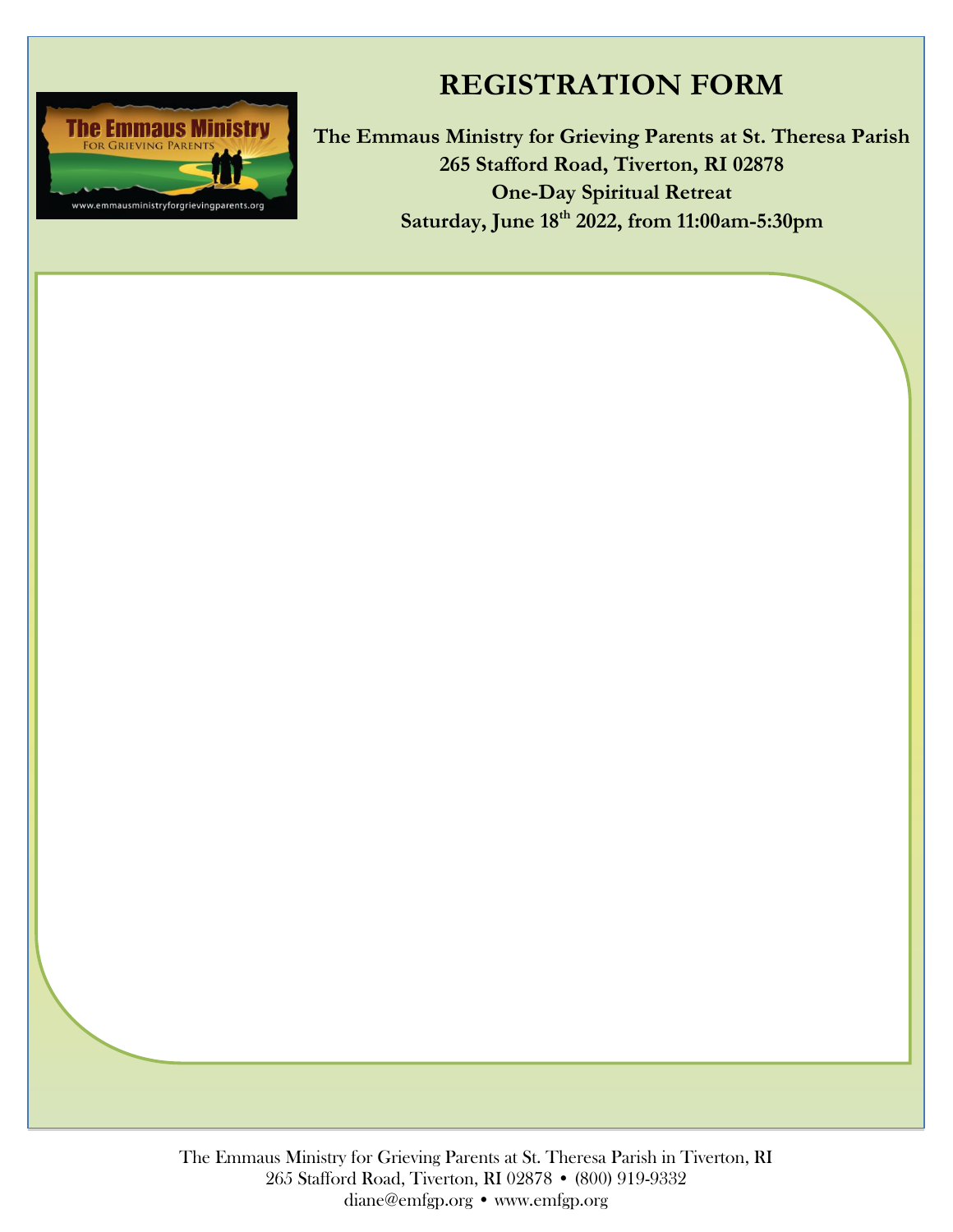# REGISTRATION FORM

**The Emmaus Ministry for Grieving Parents at St. Theresa Parish**
**265 Stafford Road, Tiverton, RI 02878**
**One-Day Spiritual Retreat**
**Saturday, June 18th 2022, from 11:00am-5:30pm**

The Emmaus Ministry for Grieving Parents at St. Theresa Parish in Tiverton, RI
265 Stafford Road, Tiverton, RI 02878 • (800) 919-9332
diane@emfgp.org • www.emfgp.org